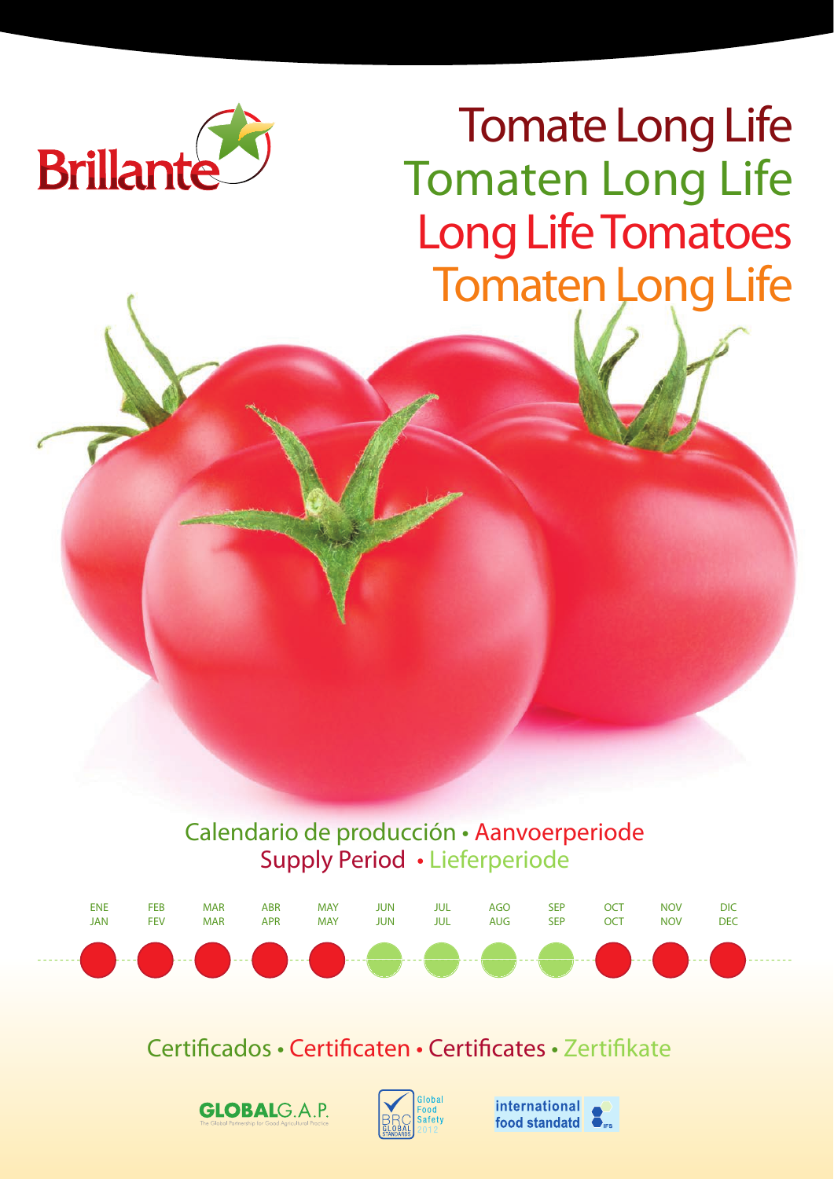Brillante

# Tomate Long Life
# Tomaten Long Life
# Long Life Tomatoes
# Tomaten Long Life

## Calendario de producción • Aanvoerperiode
## Supply Period • Lieferperiode

| ENE<br>JAN | FEB<br>FEV | MAR<br>MAR | ABR<br>APR | MAY<br>MAY | JUN<br>JUN | JUL<br>JUL | AGO<br>AUG | SEP<br>SEP | OCT<br>OCT | NOV<br>NOV | DIC<br>DEC |
|---|---|---|---|---|---|---|---|---|---|---|---|
| ● | ● | ● | ● | ● | ○ | ○ | ○ | ○ | ● | ● | ● |

## Certificados • Certificaten • Certificates • Zertifikate

GLOBALG.A.P. The Global Partnership for Good Agricultural Practice

BRC Global Standards – Global Food Safety 2012

international food standatd IFS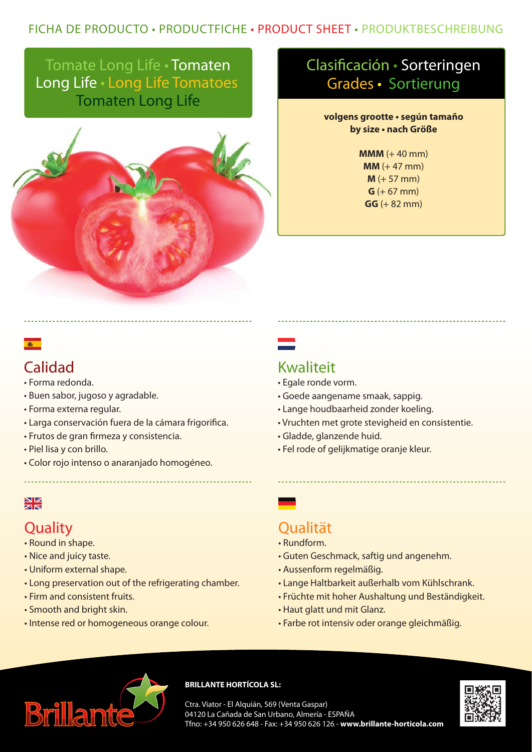FICHA DE PRODUCTO • PRODUCTFICHE • PRODUCT SHEET • PRODUKTBESCHREIBUNG

# Tomate Long Life • Tomaten Long Life • Long Life Tomatoes Tomaten Long Life

## Clasificación • Sorteringen Grades • Sortierung

**volgens grootte • según tamaño by size • nach Größe**

**MMM** (+ 40 mm)
**MM** (+ 47 mm)
**M** (+ 57 mm)
**G** (+ 67 mm)
**GG** (+ 82 mm)

## Calidad

- Forma redonda.
- Buen sabor, jugoso y agradable.
- Forma externa regular.
- Larga conservación fuera de la cámara frigorifica.
- Frutos de gran firmeza y consistencia.
- Piel lisa y con brillo.
- Color rojo intenso o anaranjado homogéneo.

## Kwaliteit

- Egale ronde vorm.
- Goede aangename smaak, sappig.
- Lange houdbaarheid zonder koeling.
- Vruchten met grote stevigheid en consistentie.
- Gladde, glanzende huid.
- Fel rode of gelijkmatige oranje kleur.

## Quality

- Round in shape.
- Nice and juicy taste.
- Uniform external shape.
- Long preservation out of the refrigerating chamber.
- Firm and consistent fruits.
- Smooth and bright skin.
- Intense red or homogeneous orange colour.

## Qualität

- Rundform.
- Guten Geschmack, saftig und angenehm.
- Aussenform regelmäßig.
- Lange Haltbarkeit außerhalb vom Kühlschrank.
- Früchte mit hoher Aushaltung und Beständigkeit.
- Haut glatt und mit Glanz.
- Farbe rot intensiv oder orange gleichmäßig.

**BRILLANTE HORTÍCOLA SL:**

Ctra. Viator - El Alquián, 569 (Venta Gaspar)
04120 La Cañada de San Urbano, Almería - ESPAÑA
Tfno: +34 950 626 648 - Fax: +34 950 626 126 - **www.brillante-horticola.com**